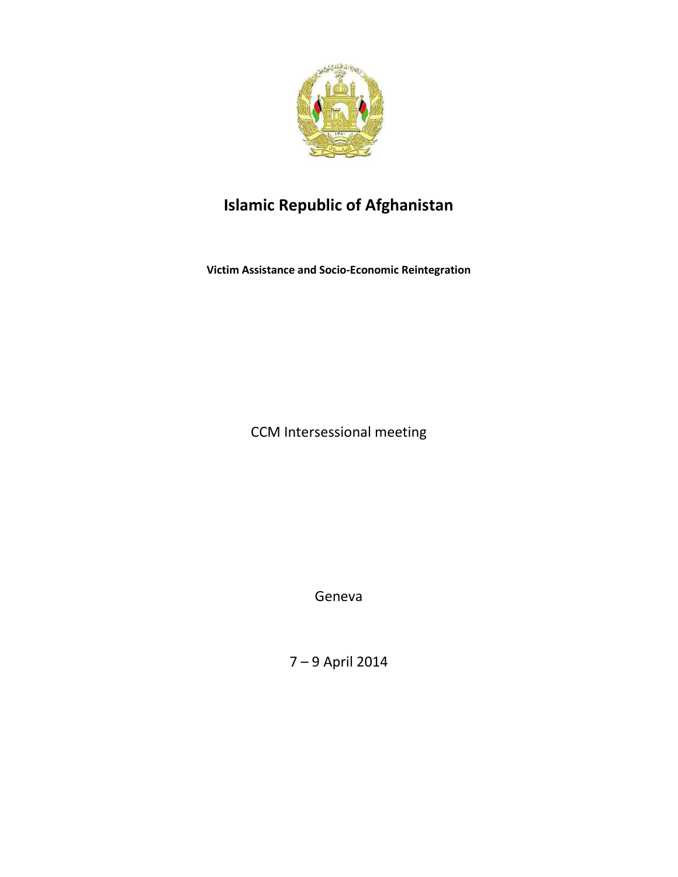# Islamic Republic of Afghanistan

**Victim Assistance and Socio-Economic Reintegration**

CCM Intersessional meeting

Geneva

7 – 9 April 2014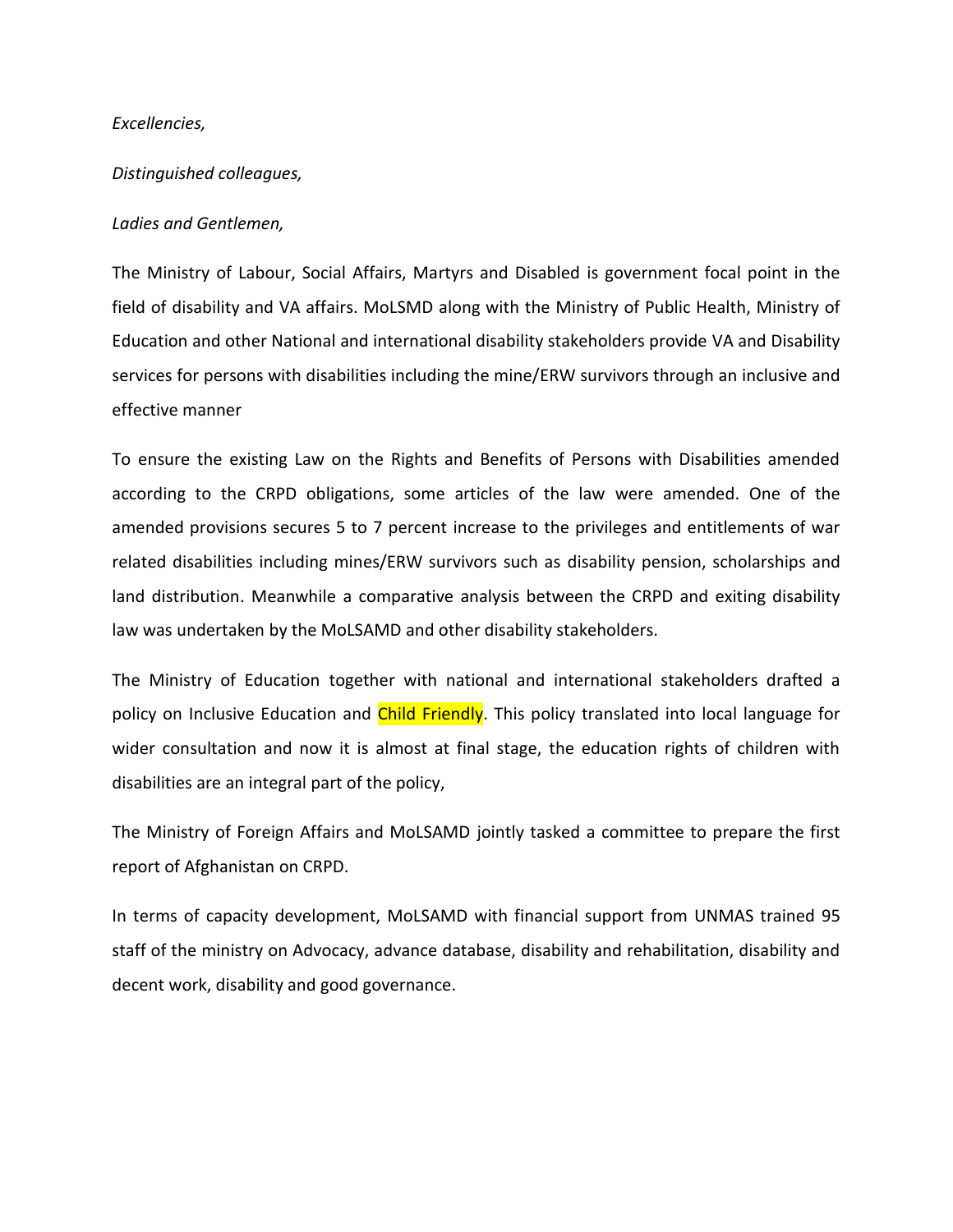*Excellencies,*

*Distinguished colleagues,*

*Ladies and Gentlemen,*

The Ministry of Labour, Social Affairs, Martyrs and Disabled is government focal point in the field of disability and VA affairs. MoLSMD along with the Ministry of Public Health, Ministry of Education and other National and international disability stakeholders provide VA and Disability services for persons with disabilities including the mine/ERW survivors through an inclusive and effective manner

To ensure the existing Law on the Rights and Benefits of Persons with Disabilities amended according to the CRPD obligations, some articles of the law were amended. One of the amended provisions secures 5 to 7 percent increase to the privileges and entitlements of war related disabilities including mines/ERW survivors such as disability pension, scholarships and land distribution. Meanwhile a comparative analysis between the CRPD and exiting disability law was undertaken by the MoLSAMD and other disability stakeholders.

The Ministry of Education together with national and international stakeholders drafted a policy on Inclusive Education and Child Friendly. This policy translated into local language for wider consultation and now it is almost at final stage, the education rights of children with disabilities are an integral part of the policy,

The Ministry of Foreign Affairs and MoLSAMD jointly tasked a committee to prepare the first report of Afghanistan on CRPD.

In terms of capacity development, MoLSAMD with financial support from UNMAS trained 95 staff of the ministry on Advocacy, advance database, disability and rehabilitation, disability and decent work, disability and good governance.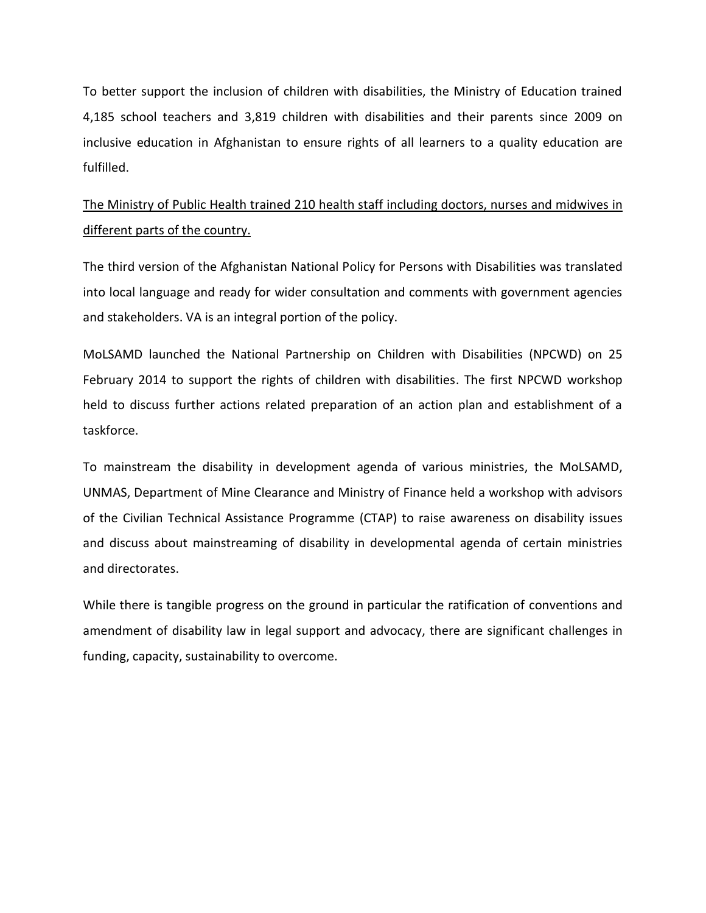To better support the inclusion of children with disabilities, the Ministry of Education trained 4,185 school teachers and 3,819 children with disabilities and their parents since 2009 on inclusive education in Afghanistan to ensure rights of all learners to a quality education are fulfilled.

<u>The Ministry of Public Health trained 210 health staff including doctors, nurses and midwives in different parts of the country.</u>

The third version of the Afghanistan National Policy for Persons with Disabilities was translated into local language and ready for wider consultation and comments with government agencies and stakeholders. VA is an integral portion of the policy.

MoLSAMD launched the National Partnership on Children with Disabilities (NPCWD) on 25 February 2014 to support the rights of children with disabilities. The first NPCWD workshop held to discuss further actions related preparation of an action plan and establishment of a taskforce.

To mainstream the disability in development agenda of various ministries, the MoLSAMD, UNMAS, Department of Mine Clearance and Ministry of Finance held a workshop with advisors of the Civilian Technical Assistance Programme (CTAP) to raise awareness on disability issues and discuss about mainstreaming of disability in developmental agenda of certain ministries and directorates.

While there is tangible progress on the ground in particular the ratification of conventions and amendment of disability law in legal support and advocacy, there are significant challenges in funding, capacity, sustainability to overcome.